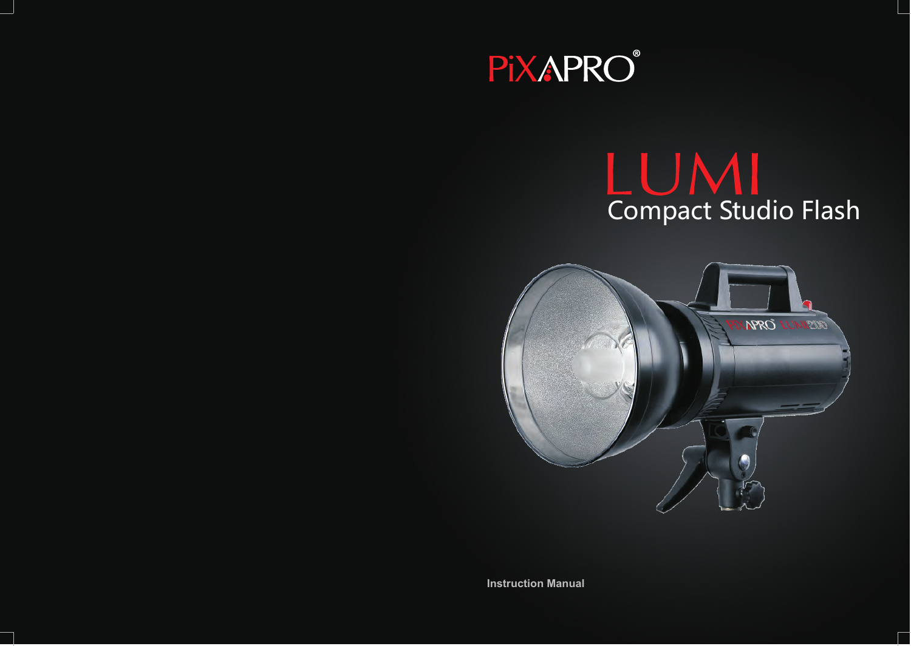PiXAPRO®

# LUMI

## Compact Studio Flash

Instruction Manual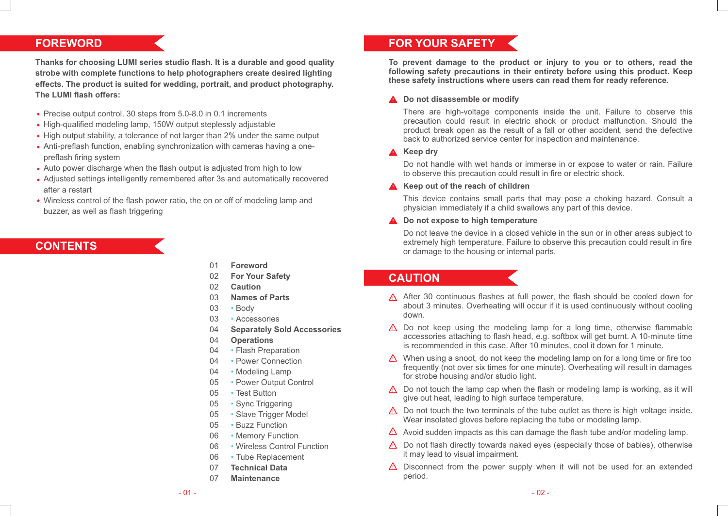## FOREWORD

**Thanks for choosing LUMI series studio flash. It is a durable and good quality strobe with complete functions to help photographers create desired lighting effects. The product is suited for wedding, portrait, and product photography. The LUMI flash offers:**

- Precise output control, 30 steps from 5.0-8.0 in 0.1 increments
- High-qualified modeling lamp, 150W output steplessly adjustable
- High output stability, a tolerance of not larger than 2% under the same output
- Anti-preflash function, enabling synchronization with cameras having a one-preflash firing system
- Auto power discharge when the flash output is adjusted from high to low
- Adjusted settings intelligently remembered after 3s and automatically recovered after a restart
- Wireless control of the flash power ratio, the on or off of modeling lamp and buzzer, as well as flash triggering

## CONTENTS

| | |
|---|---|
| 01 | **Foreword** |
| 02 | **For Your Safety** |
| 02 | **Caution** |
| 03 | **Names of Parts** |
| 03 | • Body |
| 03 | • Accessories |
| 04 | **Separately Sold Accessories** |
| 04 | **Operations** |
| 04 | • Flash Preparation |
| 04 | • Power Connection |
| 04 | • Modeling Lamp |
| 05 | • Power Output Control |
| 05 | • Test Button |
| 05 | • Sync Triggering |
| 05 | • Slave Trigger Model |
| 05 | • Buzz Function |
| 06 | • Memory Function |
| 06 | • Wireless Control Function |
| 06 | • Tube Replacement |
| 07 | **Technical Data** |
| 07 | **Maintenance** |

## FOR YOUR SAFETY

**To prevent damage to the product or injury to you or to others, read the following safety precautions in their entirety before using this product. Keep these safety instructions where users can read them for ready reference.**

⚠ **Do not disassemble or modify**

There are high-voltage components inside the unit. Failure to observe this precaution could result in electric shock or product malfunction. Should the product break open as the result of a fall or other accident, send the defective back to authorized service center for inspection and maintenance.

⚠ **Keep dry**

Do not handle with wet hands or immerse in or expose to water or rain. Failure to observe this precaution could result in fire or electric shock.

⚠ **Keep out of the reach of children**

This device contains small parts that may pose a choking hazard. Consult a physician immediately if a child swallows any part of this device.

⚠ **Do not expose to high temperature**

Do not leave the device in a closed vehicle in the sun or in other areas subject to extremely high temperature. Failure to observe this precaution could result in fire or damage to the housing or internal parts.

## CAUTION

⚠ After 30 continuous flashes at full power, the flash should be cooled down for about 3 minutes. Overheating will occur if it is used continuously without cooling down.

⚠ Do not keep using the modeling lamp for a long time, otherwise flammable accessories attaching to flash head, e.g. softbox will get burnt. A 10-minute time is recommended in this case. After 10 minutes, cool it down for 1 minute.

⚠ When using a snoot, do not keep the modeling lamp on for a long time or fire too frequently (not over six times for one minute). Overheating will result in damages for strobe housing and/or studio light.

⚠ Do not touch the lamp cap when the flash or modeling lamp is working, as it will give out heat, leading to high surface temperature.

⚠ Do not touch the two terminals of the tube outlet as there is high voltage inside. Wear insolated gloves before replacing the tube or modeling lamp.

⚠ Avoid sudden impacts as this can damage the flash tube and/or modeling lamp.

⚠ Do not flash directly towards naked eyes (especially those of babies), otherwise it may lead to visual impairment.

⚠ Disconnect from the power supply when it will not be used for an extended period.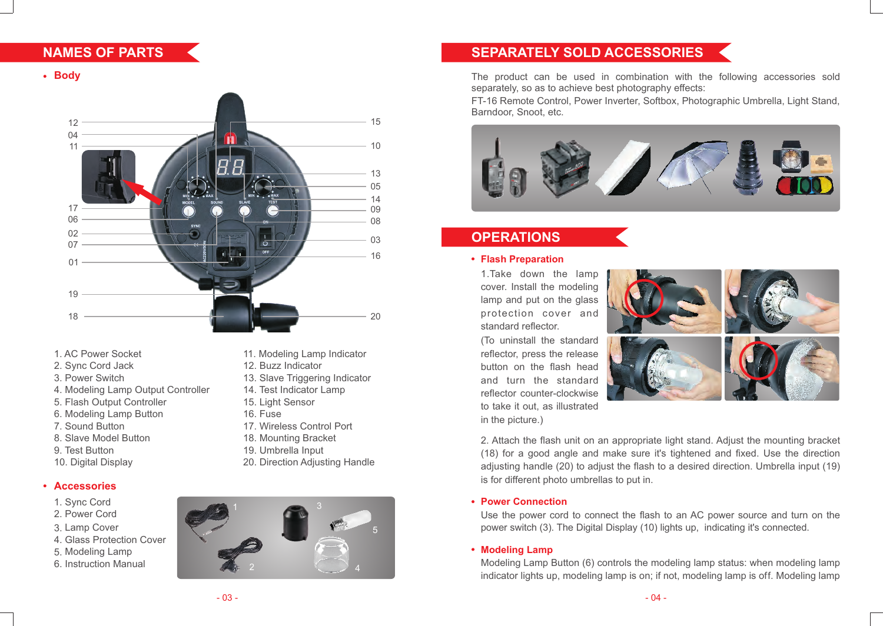## NAMES OF PARTS

- **Body**

1. AC Power Socket
2. Sync Cord Jack
3. Power Switch
4. Modeling Lamp Output Controller
5. Flash Output Controller
6. Modeling Lamp Button
7. Sound Button
8. Slave Model Button
9. Test Button
10. Digital Display
11. Modeling Lamp Indicator
12. Buzz Indicator
13. Slave Triggering Indicator
14. Test Indicator Lamp
15. Light Sensor
16. Fuse
17. Wireless Control Port
18. Mounting Bracket
19. Umbrella Input
20. Direction Adjusting Handle

- **Accessories**

1. Sync Cord
2. Power Cord
3. Lamp Cover
4. Glass Protection Cover
5. Modeling Lamp
6. Instruction Manual

## SEPARATELY SOLD ACCESSORIES

The product can be used in combination with the following accessories sold separately, so as to achieve best photography effects:

FT-16 Remote Control, Power Inverter, Softbox, Photographic Umbrella, Light Stand, Barndoor, Snoot, etc.

## OPERATIONS

- **Flash Preparation**

1.Take down the lamp cover. Install the modeling lamp and put on the glass protection cover and standard reflector.

(To uninstall the standard reflector, press the release button on the flash head and turn the standard reflector counter-clockwise to take it out, as illustrated in the picture.)

2. Attach the flash unit on an appropriate light stand. Adjust the mounting bracket (18) for a good angle and make sure it's tightened and fixed. Use the direction adjusting handle (20) to adjust the flash to a desired direction. Umbrella input (19) is for different photo umbrellas to put in.

- **Power Connection**

Use the power cord to connect the flash to an AC power source and turn on the power switch (3). The Digital Display (10) lights up, indicating it's connected.

- **Modeling Lamp**

Modeling Lamp Button (6) controls the modeling lamp status: when modeling lamp indicator lights up, modeling lamp is on; if not, modeling lamp is off. Modeling lamp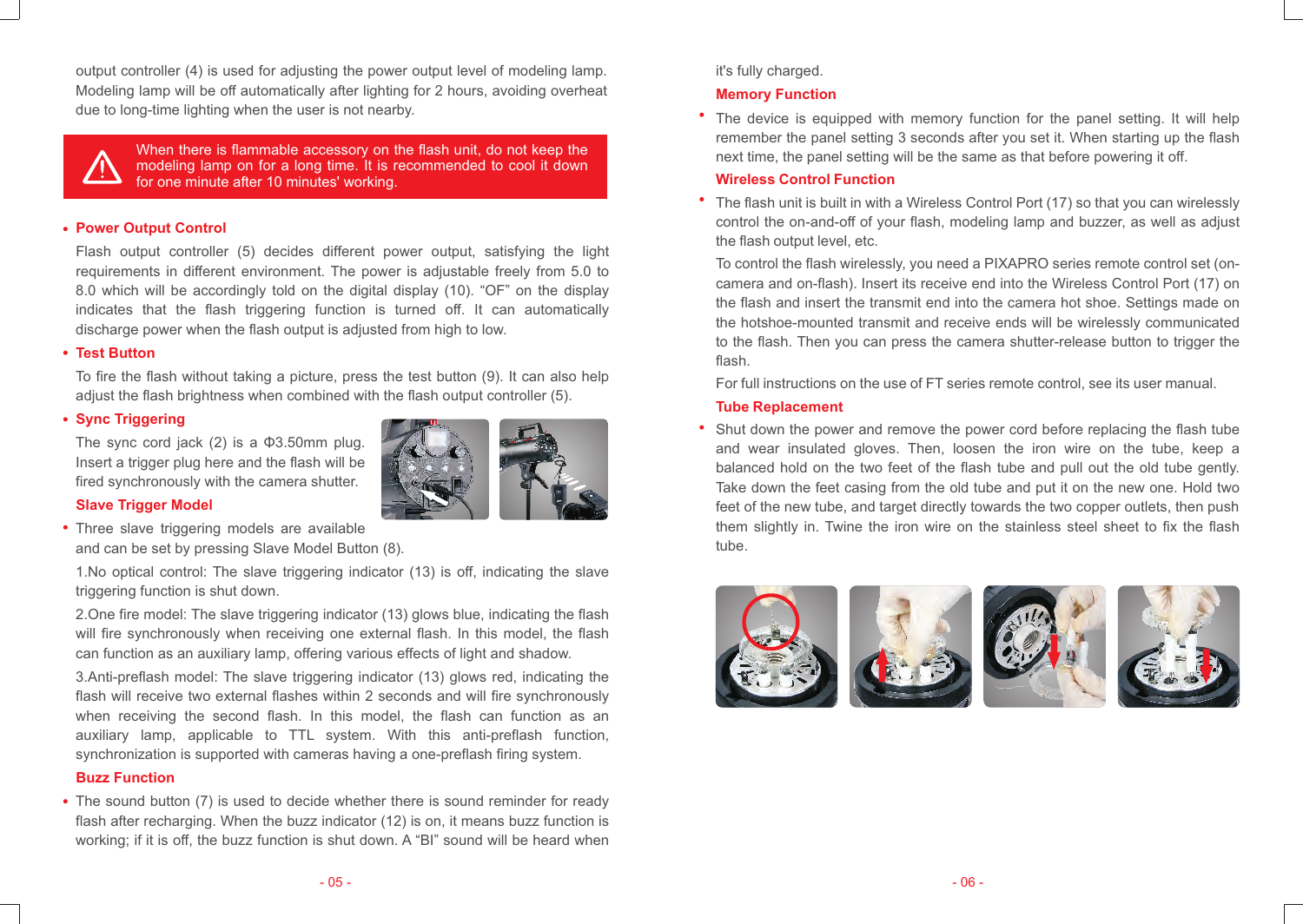output controller (4) is used for adjusting the power output level of modeling lamp. Modeling lamp will be off automatically after lighting for 2 hours, avoiding overheat due to long-time lighting when the user is not nearby.

> ⚠ When there is flammable accessory on the flash unit, do not keep the modeling lamp on for a long time. It is recommended to cool it down for one minute after 10 minutes' working.

- **Power Output Control**

Flash output controller (5) decides different power output, satisfying the light requirements in different environment. The power is adjustable freely from 5.0 to 8.0 which will be accordingly told on the digital display (10). “OF” on the display indicates that the flash triggering function is turned off. It can automatically discharge power when the flash output is adjusted from high to low.

- **Test Button**

To fire the flash without taking a picture, press the test button (9). It can also help adjust the flash brightness when combined with the flash output controller (5).

- **Sync Triggering**

The sync cord jack (2) is a Φ3.50mm plug. Insert a trigger plug here and the flash will be fired synchronously with the camera shutter.

**Slave Trigger Model**

- Three slave triggering models are available and can be set by pressing Slave Model Button (8).

1.No optical control: The slave triggering indicator (13) is off, indicating the slave triggering function is shut down.

2.One fire model: The slave triggering indicator (13) glows blue, indicating the flash will fire synchronously when receiving one external flash. In this model, the flash can function as an auxiliary lamp, offering various effects of light and shadow.

3.Anti-preflash model: The slave triggering indicator (13) glows red, indicating the flash will receive two external flashes within 2 seconds and will fire synchronously when receiving the second flash. In this model, the flash can function as an auxiliary lamp, applicable to TTL system. With this anti-preflash function, synchronization is supported with cameras having a one-preflash firing system.

**Buzz Function**

- The sound button (7) is used to decide whether there is sound reminder for ready flash after recharging. When the buzz indicator (12) is on, it means buzz function is working; if it is off, the buzz function is shut down. A “BI” sound will be heard when it's fully charged.

**Memory Function**

- The device is equipped with memory function for the panel setting. It will help remember the panel setting 3 seconds after you set it. When starting up the flash next time, the panel setting will be the same as that before powering it off.

**Wireless Control Function**

- The flash unit is built in with a Wireless Control Port (17) so that you can wirelessly control the on-and-off of your flash, modeling lamp and buzzer, as well as adjust the flash output level, etc.

To control the flash wirelessly, you need a PIXAPRO series remote control set (on-camera and on-flash). Insert its receive end into the Wireless Control Port (17) on the flash and insert the transmit end into the camera hot shoe. Settings made on the hotshoe-mounted transmit and receive ends will be wirelessly communicated to the flash. Then you can press the camera shutter-release button to trigger the flash.

For full instructions on the use of FT series remote control, see its user manual.

**Tube Replacement**

- Shut down the power and remove the power cord before replacing the flash tube and wear insulated gloves. Then, loosen the iron wire on the tube, keep a balanced hold on the two feet of the flash tube and pull out the old tube gently. Take down the feet casing from the old tube and put it on the new one. Hold two feet of the new tube, and target directly towards the two copper outlets, then push them slightly in. Twine the iron wire on the stainless steel sheet to fix the flash tube.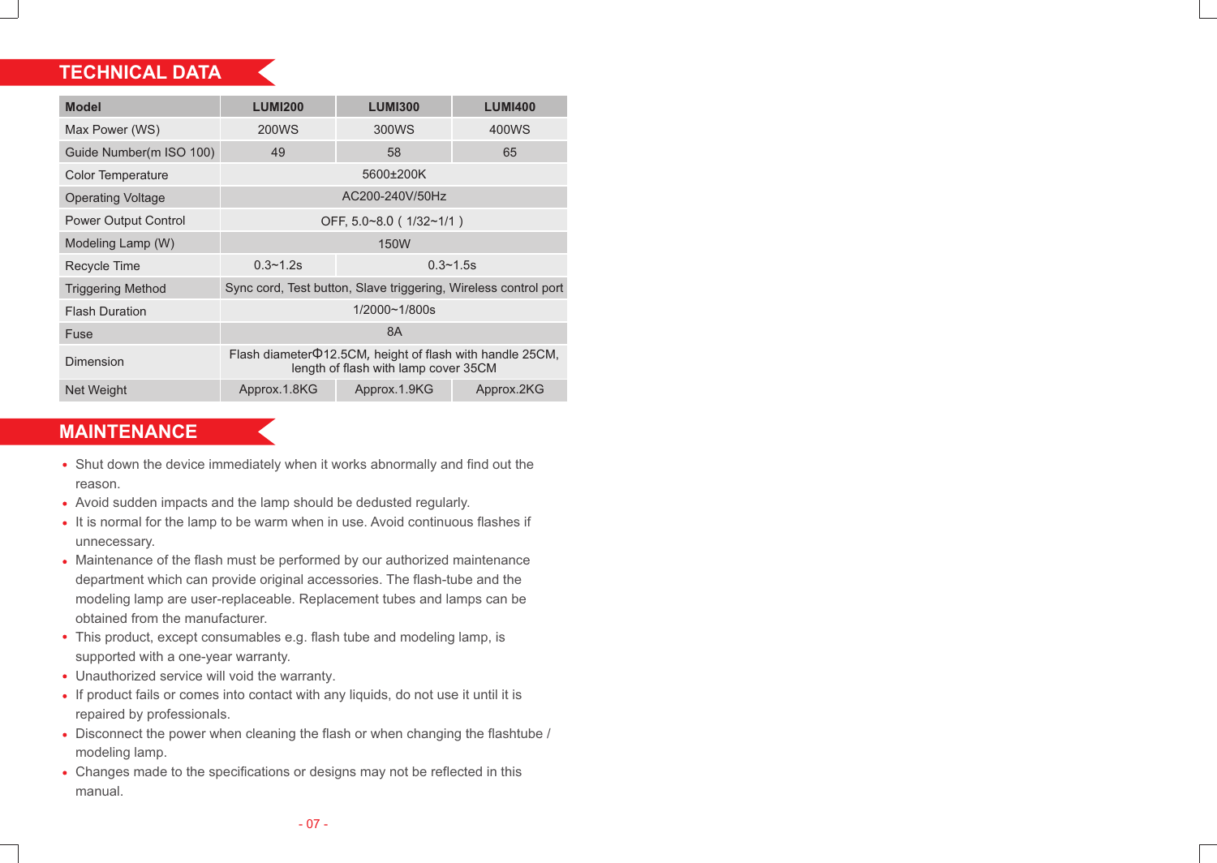## TECHNICAL DATA

| Model | LUMI200 | LUMI300 | LUMI400 |
| --- | --- | --- | --- |
| Max Power (WS) | 200WS | 300WS | 400WS |
| Guide Number(m ISO 100) | 49 | 58 | 65 |
| Color Temperature | 5600±200K | | |
| Operating Voltage | AC200-240V/50Hz | | |
| Power Output Control | OFF, 5.0~8.0（1/32~1/1） | | |
| Modeling Lamp (W) | 150W | | |
| Recycle Time | 0.3~1.2s | 0.3~1.5s | |
| Triggering Method | Sync cord, Test button, Slave triggering, Wireless control port | | |
| Flash Duration | 1/2000~1/800s | | |
| Fuse | 8A | | |
| Dimension | Flash diameterΦ12.5CM, height of flash with handle 25CM, length of flash with lamp cover 35CM | | |
| Net Weight | Approx.1.8KG | Approx.1.9KG | Approx.2KG |

## MAINTENANCE

- Shut down the device immediately when it works abnormally and find out the reason.
- Avoid sudden impacts and the lamp should be dedusted regularly.
- It is normal for the lamp to be warm when in use. Avoid continuous flashes if unnecessary.
- Maintenance of the flash must be performed by our authorized maintenance department which can provide original accessories. The flash-tube and the modeling lamp are user-replaceable. Replacement tubes and lamps can be obtained from the manufacturer.
- This product, except consumables e.g. flash tube and modeling lamp, is supported with a one-year warranty.
- Unauthorized service will void the warranty.
- If product fails or comes into contact with any liquids, do not use it until it is repaired by professionals.
- Disconnect the power when cleaning the flash or when changing the flashtube / modeling lamp.
- Changes made to the specifications or designs may not be reflected in this manual.